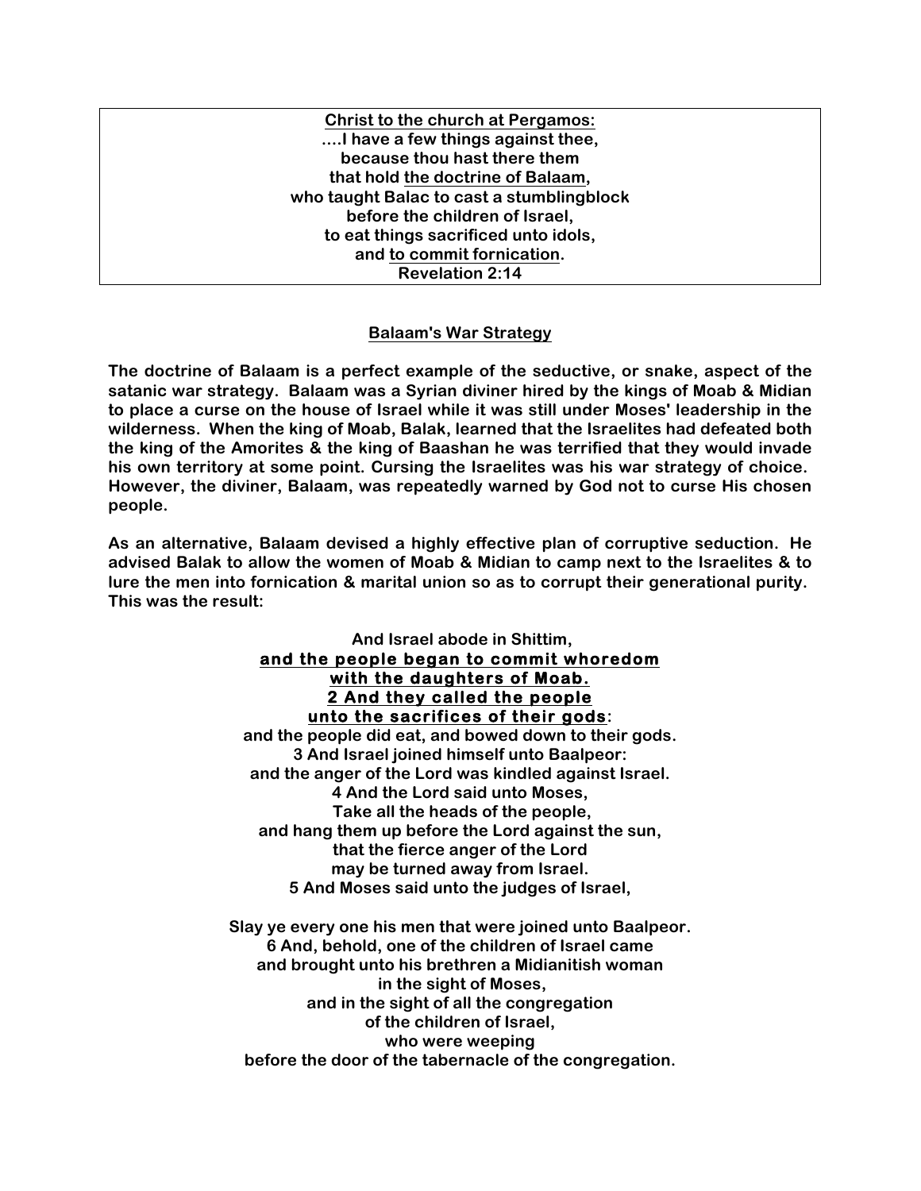**Christ to the church at Pergamos:**
**....I have a few things against thee,**
**because thou hast there them**
**that hold the doctrine of Balaam,**
**who taught Balac to cast a stumblingblock**
**before the children of Israel,**
**to eat things sacrificed unto idols,**
**and to commit fornication.**
**Revelation 2:14**

## Balaam's War Strategy

**The doctrine of Balaam is a perfect example of the seductive, or snake, aspect of the satanic war strategy. Balaam was a Syrian diviner hired by the kings of Moab & Midian to place a curse on the house of Israel while it was still under Moses' leadership in the wilderness. When the king of Moab, Balak, learned that the Israelites had defeated both the king of the Amorites & the king of Baashan he was terrified that they would invade his own territory at some point. Cursing the Israelites was his war strategy of choice. However, the diviner, Balaam, was repeatedly warned by God not to curse His chosen people.**

**As an alternative, Balaam devised a highly effective plan of corruptive seduction. He advised Balak to allow the women of Moab & Midian to camp next to the Israelites & to lure the men into fornication & marital union so as to corrupt their generational purity. This was the result:**

**And Israel abode in Shittim,**
**and the people began to commit whoredom**
**with the daughters of Moab.**
**2 And they called the people**
**unto the sacrifices of their gods:**
**and the people did eat, and bowed down to their gods.**
**3 And Israel joined himself unto Baalpeor:**
**and the anger of the Lord was kindled against Israel.**
**4 And the Lord said unto Moses,**
**Take all the heads of the people,**
**and hang them up before the Lord against the sun,**
**that the fierce anger of the Lord**
**may be turned away from Israel.**
**5 And Moses said unto the judges of Israel,**

**Slay ye every one his men that were joined unto Baalpeor.**
**6 And, behold, one of the children of Israel came**
**and brought unto his brethren a Midianitish woman**
**in the sight of Moses,**
**and in the sight of all the congregation**
**of the children of Israel,**
**who were weeping**
**before the door of the tabernacle of the congregation.**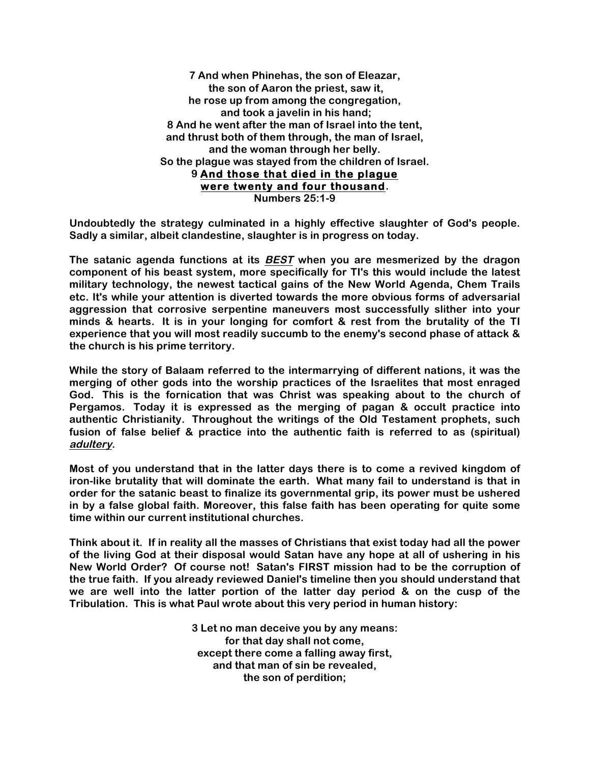**7 And when Phinehas, the son of Eleazar,**
**the son of Aaron the priest, saw it,**
**he rose up from among the congregation,**
**and took a javelin in his hand;**
**8 And he went after the man of Israel into the tent,**
**and thrust both of them through, the man of Israel,**
**and the woman through her belly.**
**So the plague was stayed from the children of Israel.**
**9 <u>And those that died in the plague</u>**
**<u>were twenty and four thousand</u>.**
**Numbers 25:1-9**

**Undoubtedly the strategy culminated in a highly effective slaughter of God's people. Sadly a similar, albeit clandestine, slaughter is in progress on today.**

**The satanic agenda functions at its *<u>BEST</u>* when you are mesmerized by the dragon component of his beast system, more specifically for TI's this would include the latest military technology, the newest tactical gains of the New World Agenda, Chem Trails etc. It's while your attention is diverted towards the more obvious forms of adversarial aggression that corrosive serpentine maneuvers most successfully slither into your minds & hearts. It is in your longing for comfort & rest from the brutality of the TI experience that you will most readily succumb to the enemy's second phase of attack & the church is his prime territory.**

**While the story of Balaam referred to the intermarrying of different nations, it was the merging of other gods into the worship practices of the Israelites that most enraged God. This is the fornication that was Christ was speaking about to the church of Pergamos. Today it is expressed as the merging of pagan & occult practice into authentic Christianity. Throughout the writings of the Old Testament prophets, such fusion of false belief & practice into the authentic faith is referred to as (spiritual) *<u>adultery</u>*.**

**Most of you understand that in the latter days there is to come a revived kingdom of iron-like brutality that will dominate the earth. What many fail to understand is that in order for the satanic beast to finalize its governmental grip, its power must be ushered in by a false global faith. Moreover, this false faith has been operating for quite some time within our current institutional churches.**

**Think about it. If in reality all the masses of Christians that exist today had all the power of the living God at their disposal would Satan have any hope at all of ushering in his New World Order? Of course not! Satan's FIRST mission had to be the corruption of the true faith. If you already reviewed Daniel's timeline then you should understand that we are well into the latter portion of the latter day period & on the cusp of the Tribulation. This is what Paul wrote about this very period in human history:**

**3 Let no man deceive you by any means:**
**for that day shall not come,**
**except there come a falling away first,**
**and that man of sin be revealed,**
**the son of perdition;**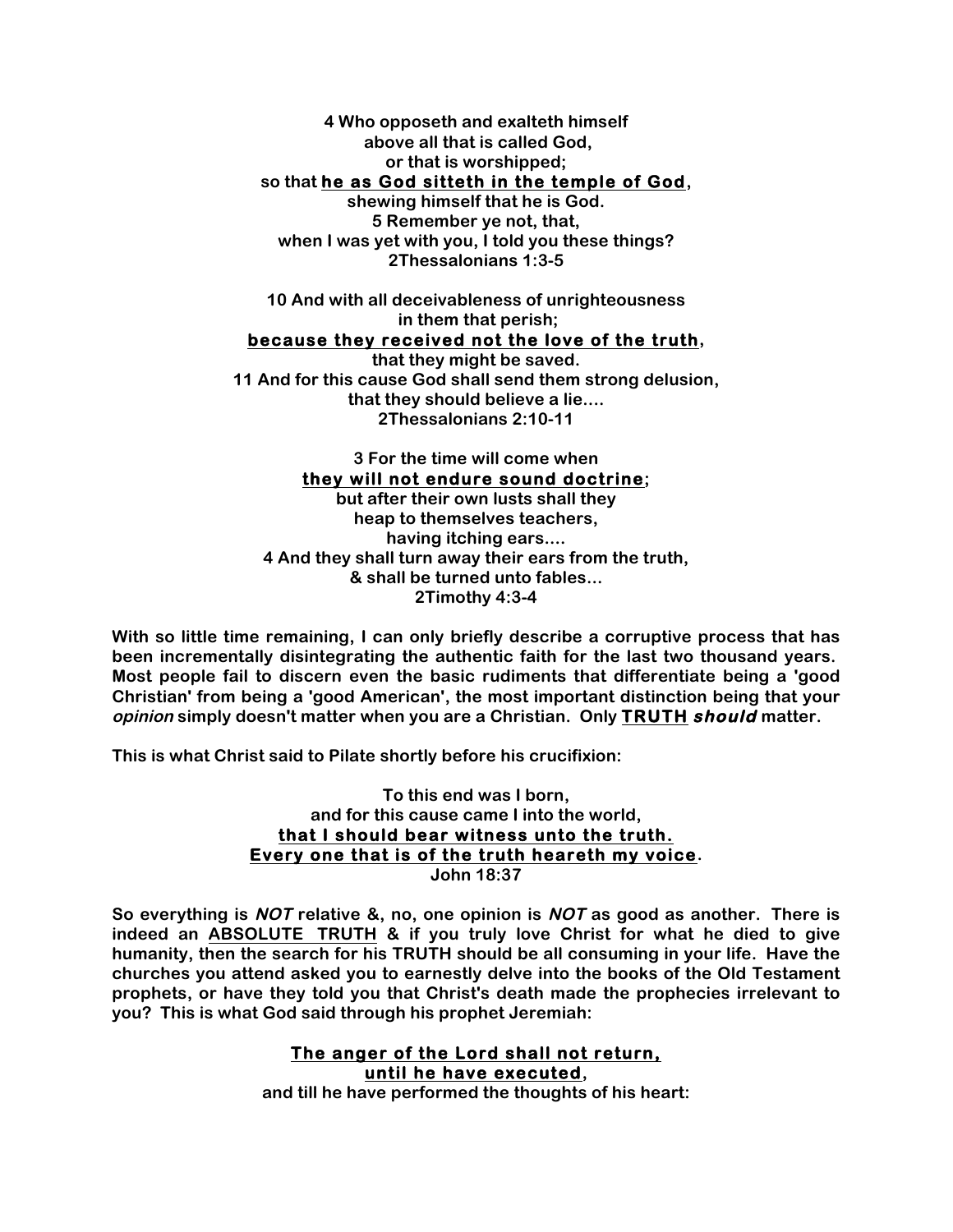**4 Who opposeth and exalteth himself**
**above all that is called God,**
**or that is worshipped;**
**so that <u>he as God sitteth in the temple of God</u>,**
**shewing himself that he is God.**
**5 Remember ye not, that,**
**when I was yet with you, I told you these things?**
**2Thessalonians 1:3-5**

**10 And with all deceivableness of unrighteousness**
**in them that perish;**
**<u>because they received not the love of the truth</u>,**
**that they might be saved.**
**11 And for this cause God shall send them strong delusion,**
**that they should believe a lie....**
**2Thessalonians 2:10-11**

**3 For the time will come when**
**<u>they will not endure sound doctrine</u>;**
**but after their own lusts shall they**
**heap to themselves teachers,**
**having itching ears....**
**4 And they shall turn away their ears from the truth,**
**& shall be turned unto fables...**
**2Timothy 4:3-4**

**With so little time remaining, I can only briefly describe a corruptive process that has been incrementally disintegrating the authentic faith for the last two thousand years. Most people fail to discern even the basic rudiments that differentiate being a 'good Christian' from being a 'good American', the most important distinction being that your *opinion* simply doesn't matter when you are a Christian. Only <u>TRUTH</u> *should* matter.**

**This is what Christ said to Pilate shortly before his crucifixion:**

**To this end was I born,**
**and for this cause came I into the world,**
**<u>that I should bear witness unto the truth.</u>**
**<u>Every one that is of the truth heareth my voice</u>.**
**John 18:37**

**So everything is *NOT* relative &, no, one opinion is *NOT* as good as another. There is indeed an <u>ABSOLUTE TRUTH</u> & if you truly love Christ for what he died to give humanity, then the search for his TRUTH should be all consuming in your life. Have the churches you attend asked you to earnestly delve into the books of the Old Testament prophets, or have they told you that Christ's death made the prophecies irrelevant to you? This is what God said through his prophet Jeremiah:**

**<u>The anger of the Lord shall not return,</u>**
**<u>until he have executed</u>,**
**and till he have performed the thoughts of his heart:**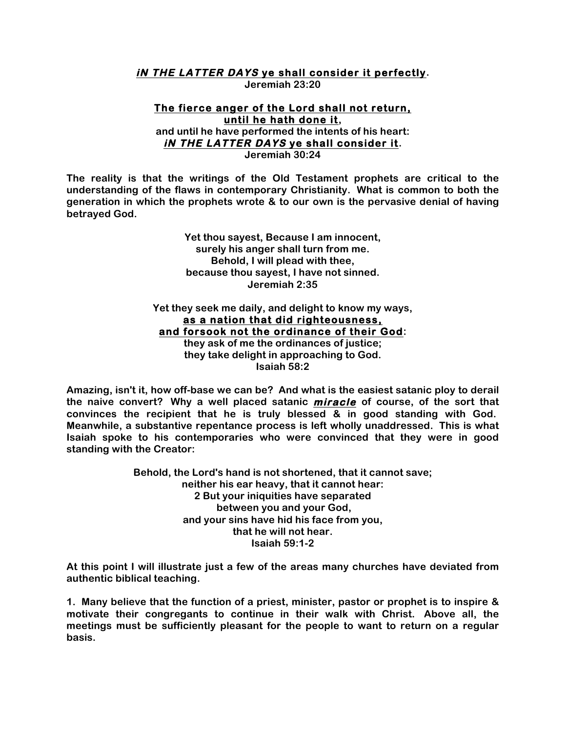***iN THE LATTER DAYS* <u>ye shall consider it perfectly</u>.**
**Jeremiah 23:20**

**<u>The fierce anger of the Lord shall not return,</u>**
**<u>until he hath done it</u>,**
**and until he have performed the intents of his heart:**
***iN THE LATTER DAYS* <u>ye shall consider it</u>.**
**Jeremiah 30:24**

**The reality is that the writings of the Old Testament prophets are critical to the understanding of the flaws in contemporary Christianity. What is common to both the generation in which the prophets wrote & to our own is the pervasive denial of having betrayed God.**

**Yet thou sayest, Because I am innocent,**
**surely his anger shall turn from me.**
**Behold, I will plead with thee,**
**because thou sayest, I have not sinned.**
**Jeremiah 2:35**

**Yet they seek me daily, and delight to know my ways,**
**<u>as a nation that did righteousness,</u>**
**<u>and forsook not the ordinance of their God</u>:**
**they ask of me the ordinances of justice;**
**they take delight in approaching to God.**
**Isaiah 58:2**

**Amazing, isn't it, how off-base we can be? And what is the easiest satanic ploy to derail the naive convert? Why a well placed satanic *<u>miracle</u>* of course, of the sort that convinces the recipient that he is truly blessed & in good standing with God. Meanwhile, a substantive repentance process is left wholly unaddressed. This is what Isaiah spoke to his contemporaries who were convinced that they were in good standing with the Creator:**

**Behold, the Lord's hand is not shortened, that it cannot save;**
**neither his ear heavy, that it cannot hear:**
**2 But your iniquities have separated**
**between you and your God,**
**and your sins have hid his face from you,**
**that he will not hear.**
**Isaiah 59:1-2**

**At this point I will illustrate just a few of the areas many churches have deviated from authentic biblical teaching.**

**1. Many believe that the function of a priest, minister, pastor or prophet is to inspire & motivate their congregants to continue in their walk with Christ. Above all, the meetings must be sufficiently pleasant for the people to want to return on a regular basis.**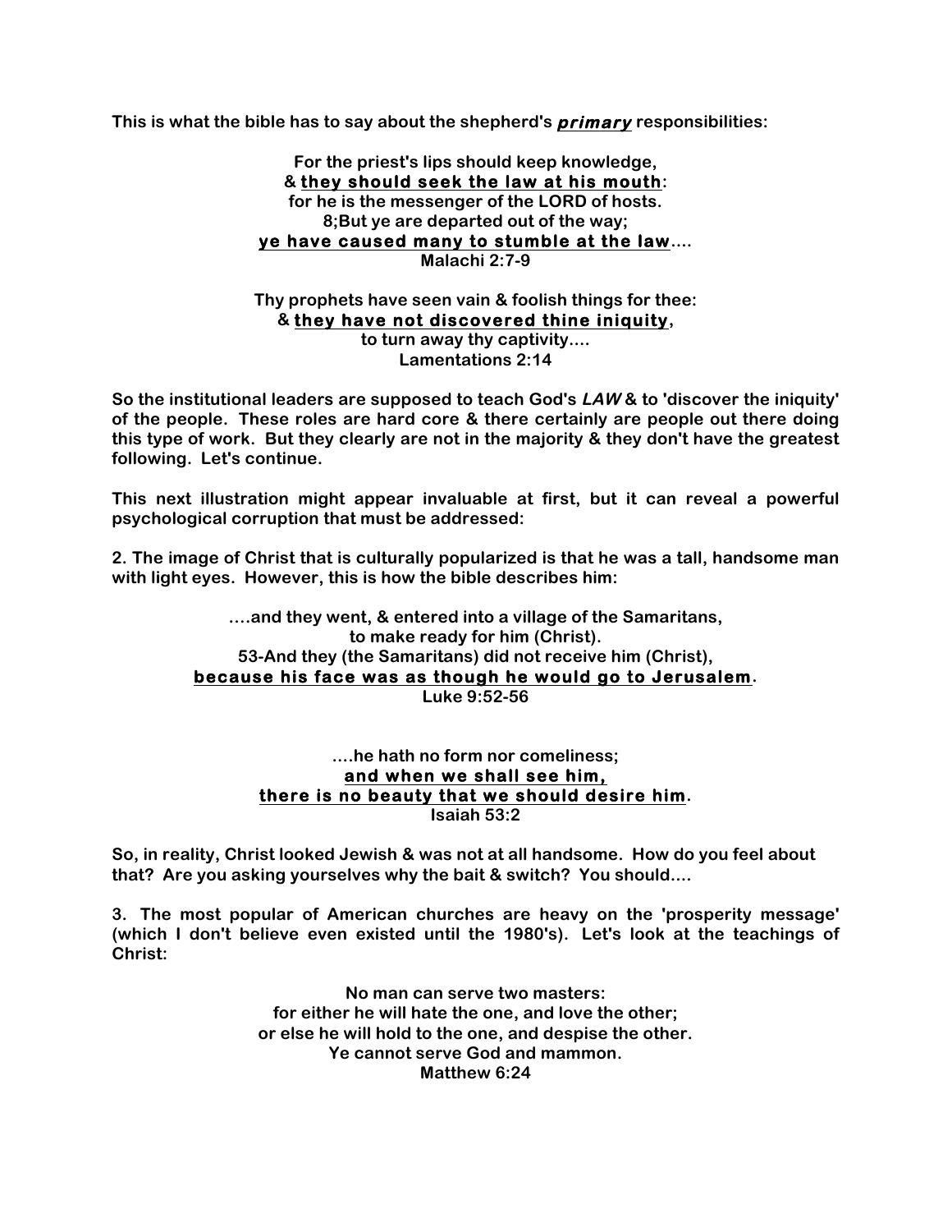**This is what the bible has to say about the shepherd's *__primary__* responsibilities:**

<div align="center">

**For the priest's lips should keep knowledge,**
**& <u>they should seek the law at his mouth</u>:**
**for he is the messenger of the LORD of hosts.**
**8;But ye are departed out of the way;**
**<u>ye have caused many to stumble at the law</u>....**
**Malachi 2:7-9**

**Thy prophets have seen vain & foolish things for thee:**
**& <u>they have not discovered thine iniquity</u>,**
**to turn away thy captivity....**
**Lamentations 2:14**

</div>

**So the institutional leaders are supposed to teach God's *LAW* & to 'discover the iniquity' of the people. These roles are hard core & there certainly are people out there doing this type of work. But they clearly are not in the majority & they don't have the greatest following. Let's continue.**

**This next illustration might appear invaluable at first, but it can reveal a powerful psychological corruption that must be addressed:**

**2. The image of Christ that is culturally popularized is that he was a tall, handsome man with light eyes. However, this is how the bible describes him:**

<div align="center">

**....and they went, & entered into a village of the Samaritans,**
**to make ready for him (Christ).**
**53-And they (the Samaritans) did not receive him (Christ),**
**<u>because his face was as though he would go to Jerusalem</u>.**
**Luke 9:52-56**

**....he hath no form nor comeliness;**
**<u>and when we shall see him,</u>**
**<u>there is no beauty that we should desire him</u>.**
**Isaiah 53:2**

</div>

**So, in reality, Christ looked Jewish & was not at all handsome. How do you feel about that? Are you asking yourselves why the bait & switch? You should....**

**3. The most popular of American churches are heavy on the 'prosperity message' (which I don't believe even existed until the 1980's). Let's look at the teachings of Christ:**

<div align="center">

**No man can serve two masters:**
**for either he will hate the one, and love the other;**
**or else he will hold to the one, and despise the other.**
**Ye cannot serve God and mammon.**
**Matthew 6:24**

</div>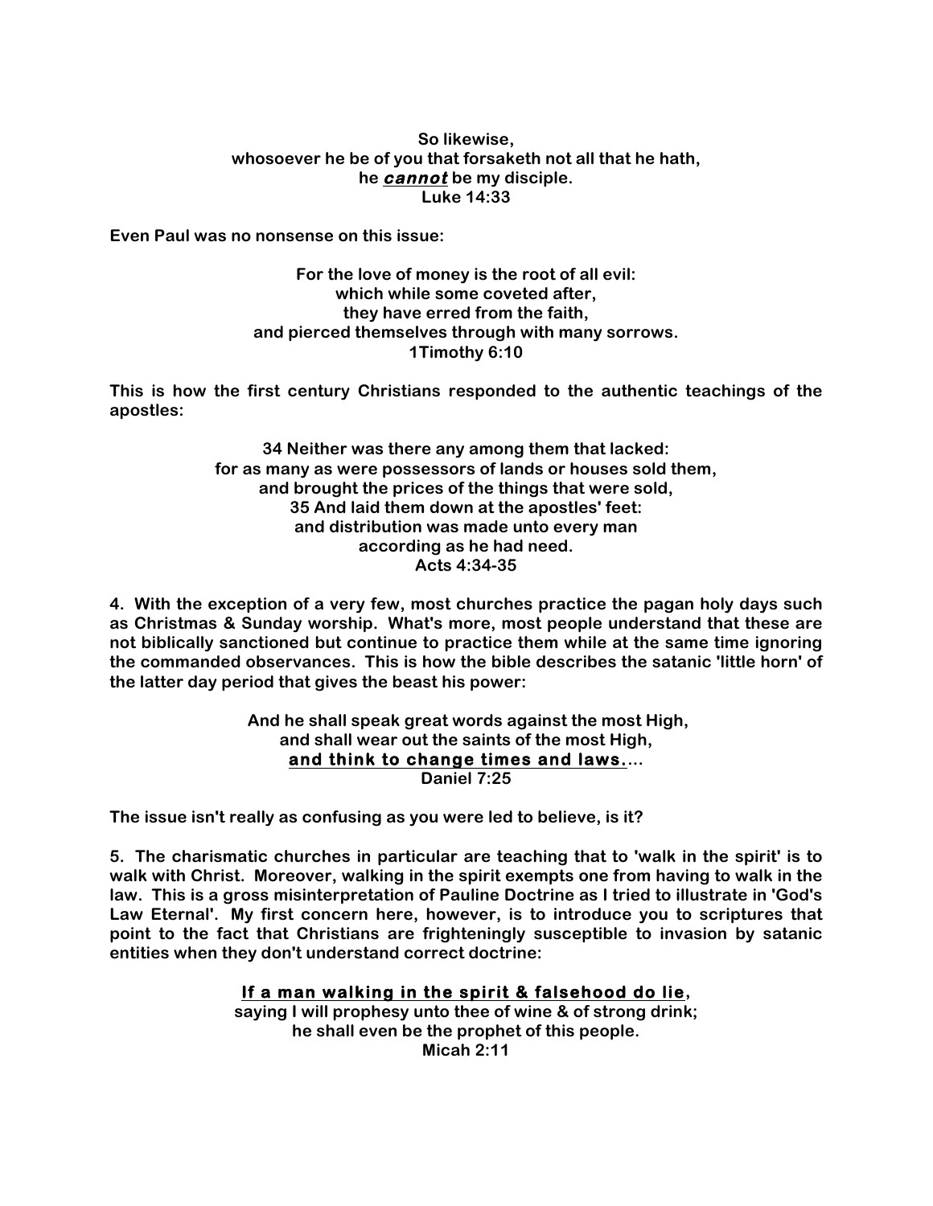**So likewise,**
**whosoever he be of you that forsaketh not all that he hath,**
**he _**cannot**_ be my disciple.**
**Luke 14:33**

**Even Paul was no nonsense on this issue:**

**For the love of money is the root of all evil:**
**which while some coveted after,**
**they have erred from the faith,**
**and pierced themselves through with many sorrows.**
**1Timothy 6:10**

**This is how the first century Christians responded to the authentic teachings of the apostles:**

**34 Neither was there any among them that lacked:**
**for as many as were possessors of lands or houses sold them,**
**and brought the prices of the things that were sold,**
**35 And laid them down at the apostles' feet:**
**and distribution was made unto every man**
**according as he had need.**
**Acts 4:34-35**

**4. With the exception of a very few, most churches practice the pagan holy days such as Christmas & Sunday worship. What's more, most people understand that these are not biblically sanctioned but continue to practice them while at the same time ignoring the commanded observances. This is how the bible describes the satanic 'little horn' of the latter day period that gives the beast his power:**

**And he shall speak great words against the most High,**
**and shall wear out the saints of the most High,**
**<u>and think to change times and laws.</u>...**
**Daniel 7:25**

**The issue isn't really as confusing as you were led to believe, is it?**

**5. The charismatic churches in particular are teaching that to 'walk in the spirit' is to walk with Christ. Moreover, walking in the spirit exempts one from having to walk in the law. This is a gross misinterpretation of Pauline Doctrine as I tried to illustrate in 'God's Law Eternal'. My first concern here, however, is to introduce you to scriptures that point to the fact that Christians are frighteningly susceptible to invasion by satanic entities when they don't understand correct doctrine:**

**<u>If a man walking in the spirit & falsehood do lie</u>,**
**saying I will prophesy unto thee of wine & of strong drink;**
**he shall even be the prophet of this people.**
**Micah 2:11**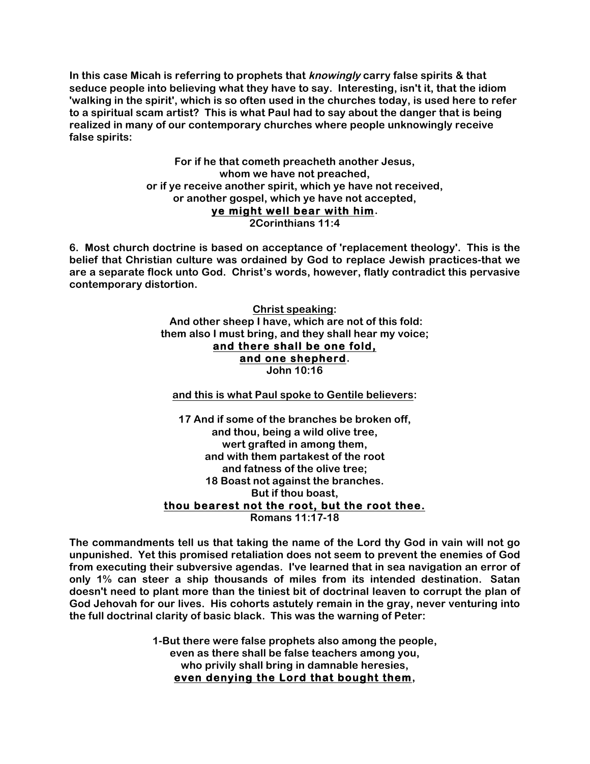**In this case Micah is referring to prophets that *knowingly* carry false spirits & that seduce people into believing what they have to say. Interesting, isn't it, that the idiom 'walking in the spirit', which is so often used in the churches today, is used here to refer to a spiritual scam artist? This is what Paul had to say about the danger that is being realized in many of our contemporary churches where people unknowingly receive false spirits:**

**For if he that cometh preacheth another Jesus,**
**whom we have not preached,**
**or if ye receive another spirit, which ye have not received,**
**or another gospel, which ye have not accepted,**
**<u>ye might well bear with him</u>.**
**2Corinthians 11:4**

**6. Most church doctrine is based on acceptance of 'replacement theology'. This is the belief that Christian culture was ordained by God to replace Jewish practices-that we are a separate flock unto God. Christ's words, however, flatly contradict this pervasive contemporary distortion.**

**<u>Christ speaking</u>:**
**And other sheep I have, which are not of this fold:**
**them also I must bring, and they shall hear my voice;**
**<u>and there shall be one fold,</u>**
**<u>and one shepherd</u>.**
**John 10:16**

**<u>and this is what Paul spoke to Gentile believers</u>:**

**17 And if some of the branches be broken off,**
**and thou, being a wild olive tree,**
**wert grafted in among them,**
**and with them partakest of the root**
**and fatness of the olive tree;**
**18 Boast not against the branches.**
**But if thou boast,**
**<u>thou bearest not the root, but the root thee.</u>**
**Romans 11:17-18**

**The commandments tell us that taking the name of the Lord thy God in vain will not go unpunished. Yet this promised retaliation does not seem to prevent the enemies of God from executing their subversive agendas. I've learned that in sea navigation an error of only 1% can steer a ship thousands of miles from its intended destination. Satan doesn't need to plant more than the tiniest bit of doctrinal leaven to corrupt the plan of God Jehovah for our lives. His cohorts astutely remain in the gray, never venturing into the full doctrinal clarity of basic black. This was the warning of Peter:**

**1-But there were false prophets also among the people,**
**even as there shall be false teachers among you,**
**who privily shall bring in damnable heresies,**
**<u>even denying the Lord that bought them</u>,**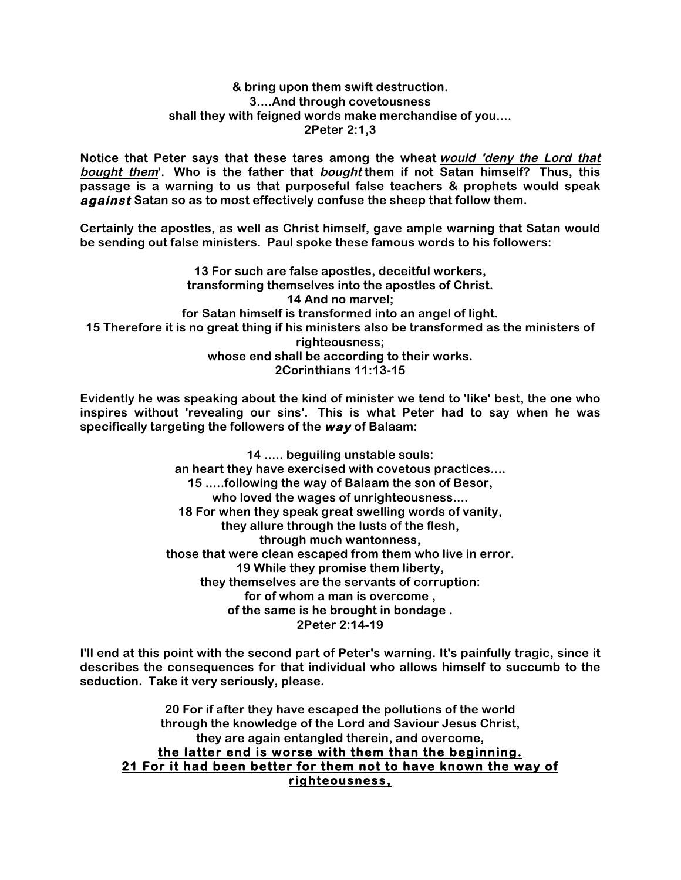**& bring upon them swift destruction.**
**3....And through covetousness**
**shall they with feigned words make merchandise of you....**
**2Peter 2:1,3**

**Notice that Peter says that these tares among the wheat *would 'deny the Lord that bought them*'. Who is the father that *bought* them if not Satan himself? Thus, this passage is a warning to us that purposeful false teachers & prophets would speak *against* Satan so as to most effectively confuse the sheep that follow them.**

**Certainly the apostles, as well as Christ himself, gave ample warning that Satan would be sending out false ministers. Paul spoke these famous words to his followers:**

**13 For such are false apostles, deceitful workers,**
**transforming themselves into the apostles of Christ.**
**14 And no marvel;**
**for Satan himself is transformed into an angel of light.**
**15 Therefore it is no great thing if his ministers also be transformed as the ministers of righteousness;**
**whose end shall be according to their works.**
**2Corinthians 11:13-15**

**Evidently he was speaking about the kind of minister we tend to 'like' best, the one who inspires without 'revealing our sins'. This is what Peter had to say when he was specifically targeting the followers of the *way* of Balaam:**

**14 ..... beguiling unstable souls:**
**an heart they have exercised with covetous practices....**
**15 .....following the way of Balaam the son of Besor,**
**who loved the wages of unrighteousness....**
**18 For when they speak great swelling words of vanity,**
**they allure through the lusts of the flesh,**
**through much wantonness,**
**those that were clean escaped from them who live in error.**
**19 While they promise them liberty,**
**they themselves are the servants of corruption:**
**for of whom a man is overcome ,**
**of the same is he brought in bondage .**
**2Peter 2:14-19**

**I'll end at this point with the second part of Peter's warning. It's painfully tragic, since it describes the consequences for that individual who allows himself to succumb to the seduction. Take it very seriously, please.**

**20 For if after they have escaped the pollutions of the world**
**through the knowledge of the Lord and Saviour Jesus Christ,**
**they are again entangled therein, and overcome,**
**<u>the latter end is worse with them than the beginning.</u>**
**<u>21 For it had been better for them not to have known the way of righteousness,</u>**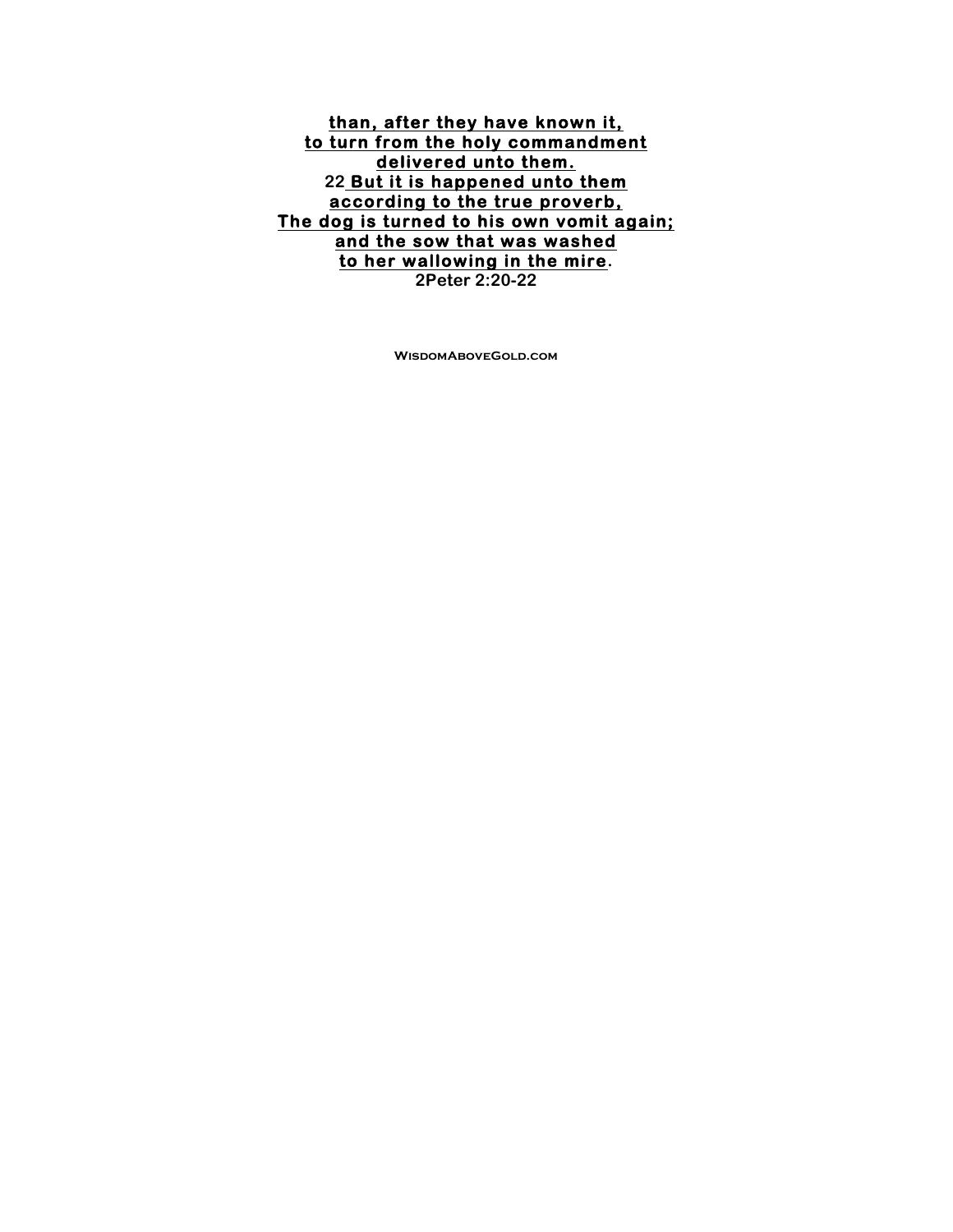**than, after they have known it,**
**to turn from the holy commandment**
**delivered unto them.**
**22 But it is happened unto them**
**according to the true proverb,**
**The dog is turned to his own vomit again;**
**and the sow that was washed**
**to her wallowing in the mire.**
**2Peter 2:20-22**

**WisdomAboveGold.com**